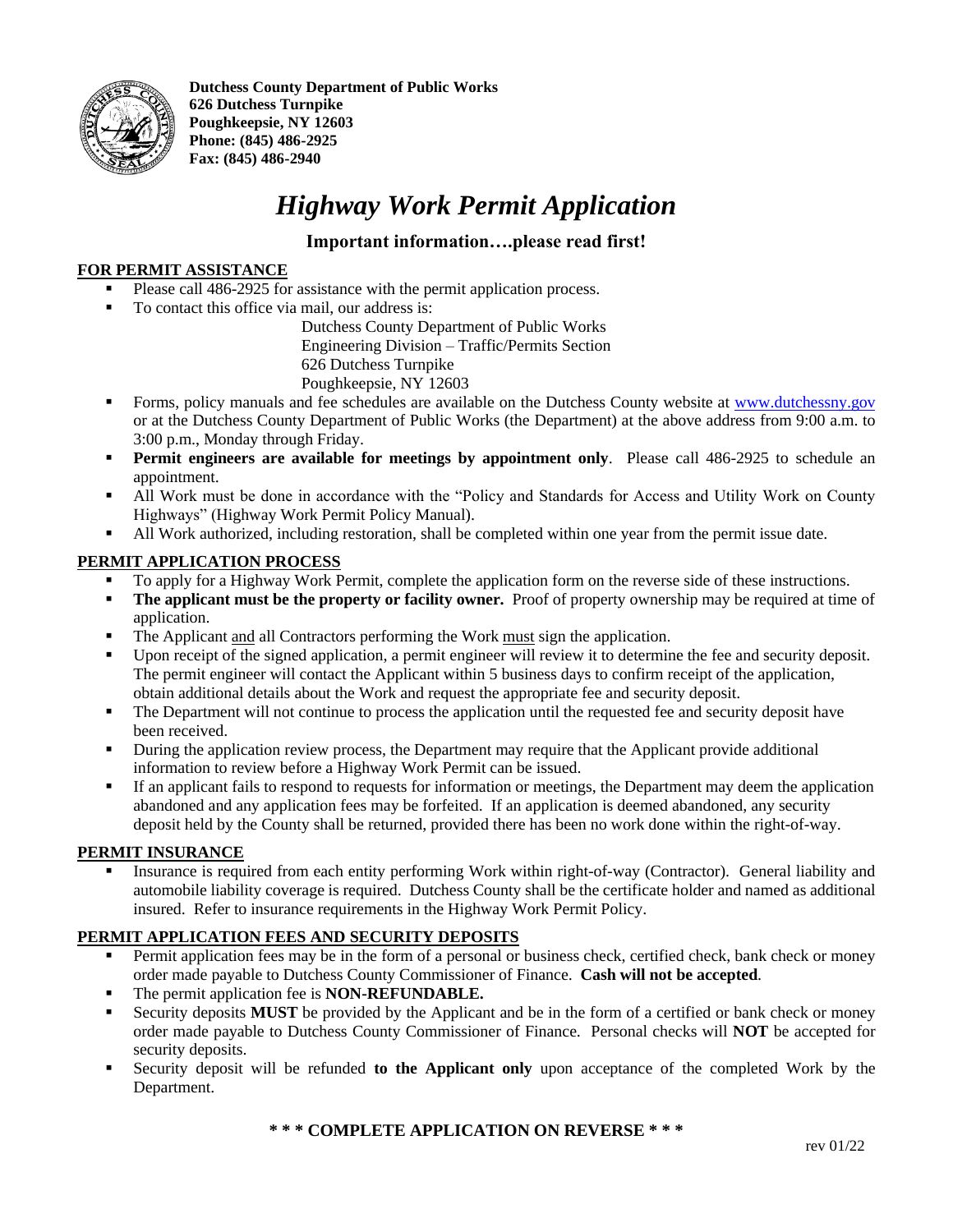**Dutchess County Department of Public Works**
**626 Dutchess Turnpike**
**Poughkeepsie, NY 12603**
**Phone: (845) 486-2925**
**Fax: (845) 486-2940**

# *Highway Work Permit Application*

### Important information….please read first!

**FOR PERMIT ASSISTANCE**

- Please call 486-2925 for assistance with the permit application process.
- To contact this office via mail, our address is:

  Dutchess County Department of Public Works
  Engineering Division – Traffic/Permits Section
  626 Dutchess Turnpike
  Poughkeepsie, NY 12603

- Forms, policy manuals and fee schedules are available on the Dutchess County website at www.dutchessny.gov or at the Dutchess County Department of Public Works (the Department) at the above address from 9:00 a.m. to 3:00 p.m., Monday through Friday.
- **Permit engineers are available for meetings by appointment only**. Please call 486-2925 to schedule an appointment.
- All Work must be done in accordance with the "Policy and Standards for Access and Utility Work on County Highways" (Highway Work Permit Policy Manual).
- All Work authorized, including restoration, shall be completed within one year from the permit issue date.

**PERMIT APPLICATION PROCESS**

- To apply for a Highway Work Permit, complete the application form on the reverse side of these instructions.
- **The applicant must be the property or facility owner.** Proof of property ownership may be required at time of application.
- The Applicant and all Contractors performing the Work must sign the application.
- Upon receipt of the signed application, a permit engineer will review it to determine the fee and security deposit. The permit engineer will contact the Applicant within 5 business days to confirm receipt of the application, obtain additional details about the Work and request the appropriate fee and security deposit.
- The Department will not continue to process the application until the requested fee and security deposit have been received.
- During the application review process, the Department may require that the Applicant provide additional information to review before a Highway Work Permit can be issued.
- If an applicant fails to respond to requests for information or meetings, the Department may deem the application abandoned and any application fees may be forfeited. If an application is deemed abandoned, any security deposit held by the County shall be returned, provided there has been no work done within the right-of-way.

**PERMIT INSURANCE**

- Insurance is required from each entity performing Work within right-of-way (Contractor). General liability and automobile liability coverage is required. Dutchess County shall be the certificate holder and named as additional insured. Refer to insurance requirements in the Highway Work Permit Policy.

**PERMIT APPLICATION FEES AND SECURITY DEPOSITS**

- Permit application fees may be in the form of a personal or business check, certified check, bank check or money order made payable to Dutchess County Commissioner of Finance. **Cash will not be accepted**.
- The permit application fee is **NON-REFUNDABLE.**
- Security deposits **MUST** be provided by the Applicant and be in the form of a certified or bank check or money order made payable to Dutchess County Commissioner of Finance. Personal checks will **NOT** be accepted for security deposits.
- Security deposit will be refunded **to the Applicant only** upon acceptance of the completed Work by the Department.

**\* \* \* COMPLETE APPLICATION ON REVERSE \* \* \***

rev 01/22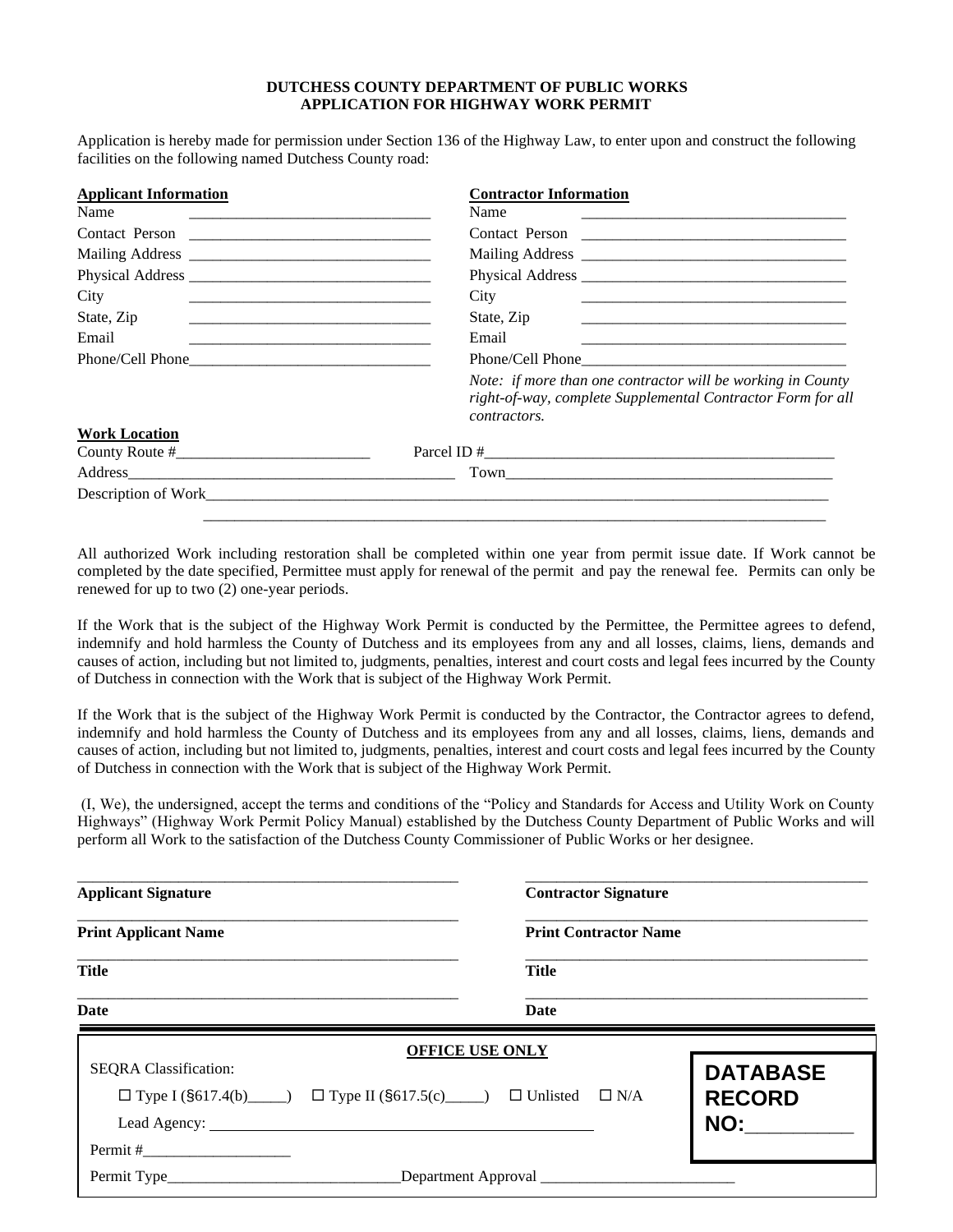**DUTCHESS COUNTY DEPARTMENT OF PUBLIC WORKS**
**APPLICATION FOR HIGHWAY WORK PERMIT**

Application is hereby made for permission under Section 136 of the Highway Law, to enter upon and construct the following facilities on the following named Dutchess County road:

| **Applicant Information** | | **Contractor Information** | |
|---|---|---|---|
| Name | ______________________________ | Name | ______________________________ |
| Contact Person | ______________________________ | Contact Person | ______________________________ |
| Mailing Address | ______________________________ | Mailing Address | ______________________________ |
| Physical Address | ______________________________ | Physical Address | ______________________________ |
| City | ______________________________ | City | ______________________________ |
| State, Zip | ______________________________ | State, Zip | ______________________________ |
| Email | ______________________________ | Email | ______________________________ |
| Phone/Cell Phone | ______________________________ | Phone/Cell Phone | ______________________________ |

*Note: if more than one contractor will be working in County right-of-way, complete Supplemental Contractor Form for all contractors.*

**Work Location**

County Route #_________________________ Parcel ID #______________________________________________

Address__________________________________________ Town___________________________________________

Description of Work______________________________________________________________________________

_______________________________________________________________________________________________

All authorized Work including restoration shall be completed within one year from permit issue date. If Work cannot be completed by the date specified, Permittee must apply for renewal of the permit and pay the renewal fee. Permits can only be renewed for up to two (2) one-year periods.

If the Work that is the subject of the Highway Work Permit is conducted by the Permittee, the Permittee agrees to defend, indemnify and hold harmless the County of Dutchess and its employees from any and all losses, claims, liens, demands and causes of action, including but not limited to, judgments, penalties, interest and court costs and legal fees incurred by the County of Dutchess in connection with the Work that is subject of the Highway Work Permit.

If the Work that is the subject of the Highway Work Permit is conducted by the Contractor, the Contractor agrees to defend, indemnify and hold harmless the County of Dutchess and its employees from any and all losses, claims, liens, demands and causes of action, including but not limited to, judgments, penalties, interest and court costs and legal fees incurred by the County of Dutchess in connection with the Work that is subject of the Highway Work Permit.

(I, We), the undersigned, accept the terms and conditions of the "Policy and Standards for Access and Utility Work on County Highways" (Highway Work Permit Policy Manual) established by the Dutchess County Department of Public Works and will perform all Work to the satisfaction of the Dutchess County Commissioner of Public Works or her designee.

| ______________________________ | ______________________________ |
|---|---|
| **Applicant Signature** | **Contractor Signature** |
| **Print Applicant Name** | **Print Contractor Name** |
| **Title** | **Title** |
| **Date** | **Date** |

**OFFICE USE ONLY**

SEQRA Classification:

☐ Type I (§617.4(b)_____) ☐ Type II (§617.5(c)_____) ☐ Unlisted ☐ N/A

Lead Agency: ______________________________

Permit #___________________

Permit Type______________________________ Department Approval _________________________

**DATABASE RECORD NO:__________**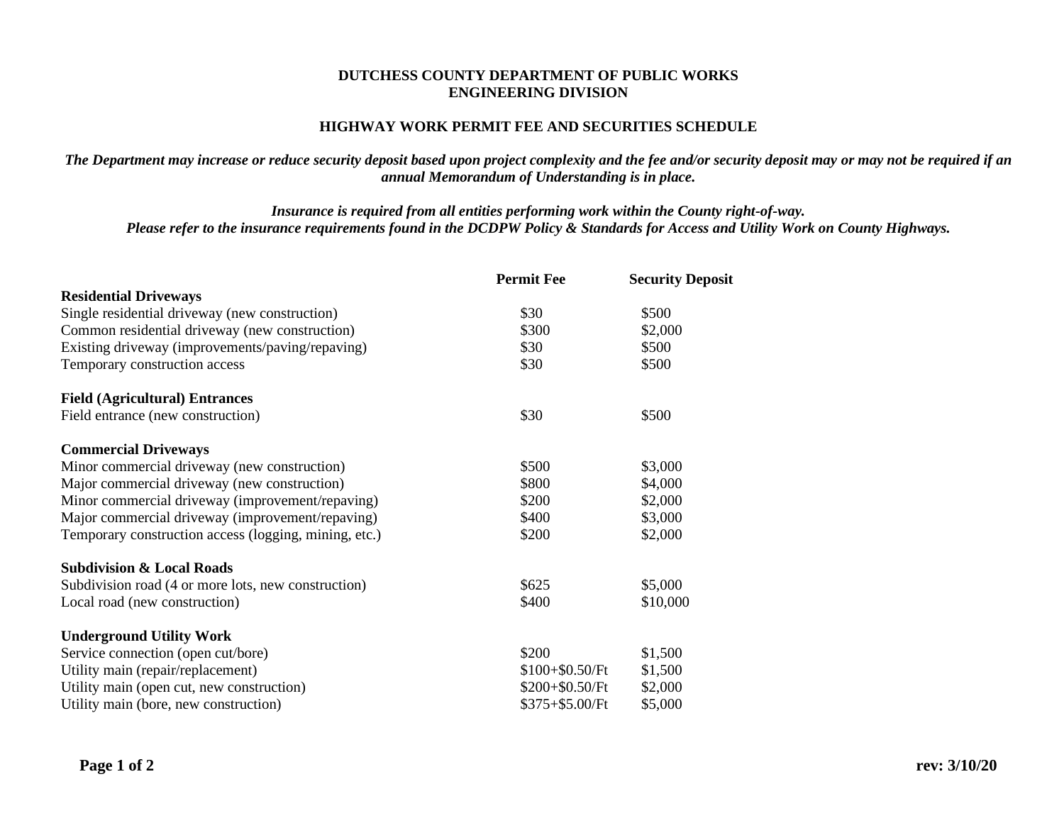**DUTCHESS COUNTY DEPARTMENT OF PUBLIC WORKS**
**ENGINEERING DIVISION**

**HIGHWAY WORK PERMIT FEE AND SECURITIES SCHEDULE**

***The Department may increase or reduce security deposit based upon project complexity and the fee and/or security deposit may or may not be required if an annual Memorandum of Understanding is in place.***

***Insurance is required from all entities performing work within the County right-of-way.***
***Please refer to the insurance requirements found in the DCDPW Policy & Standards for Access and Utility Work on County Highways.***

| | **Permit Fee** | **Security Deposit** |
|---|---|---|
| **Residential Driveways** | | |
| Single residential driveway (new construction) | $30 | $500 |
| Common residential driveway (new construction) | $300 | $2,000 |
| Existing driveway (improvements/paving/repaving) | $30 | $500 |
| Temporary construction access | $30 | $500 |
| **Field (Agricultural) Entrances** | | |
| Field entrance (new construction) | $30 | $500 |
| **Commercial Driveways** | | |
| Minor commercial driveway (new construction) | $500 | $3,000 |
| Major commercial driveway (new construction) | $800 | $4,000 |
| Minor commercial driveway (improvement/repaving) | $200 | $2,000 |
| Major commercial driveway (improvement/repaving) | $400 | $3,000 |
| Temporary construction access (logging, mining, etc.) | $200 | $2,000 |
| **Subdivision & Local Roads** | | |
| Subdivision road (4 or more lots, new construction) | $625 | $5,000 |
| Local road (new construction) | $400 | $10,000 |
| **Underground Utility Work** | | |
| Service connection (open cut/bore) | $200 | $1,500 |
| Utility main (repair/replacement) | $100+$0.50/Ft | $1,500 |
| Utility main (open cut, new construction) | $200+$0.50/Ft | $2,000 |
| Utility main (bore, new construction) | $375+$5.00/Ft | $5,000 |

**rev: 3/10/20**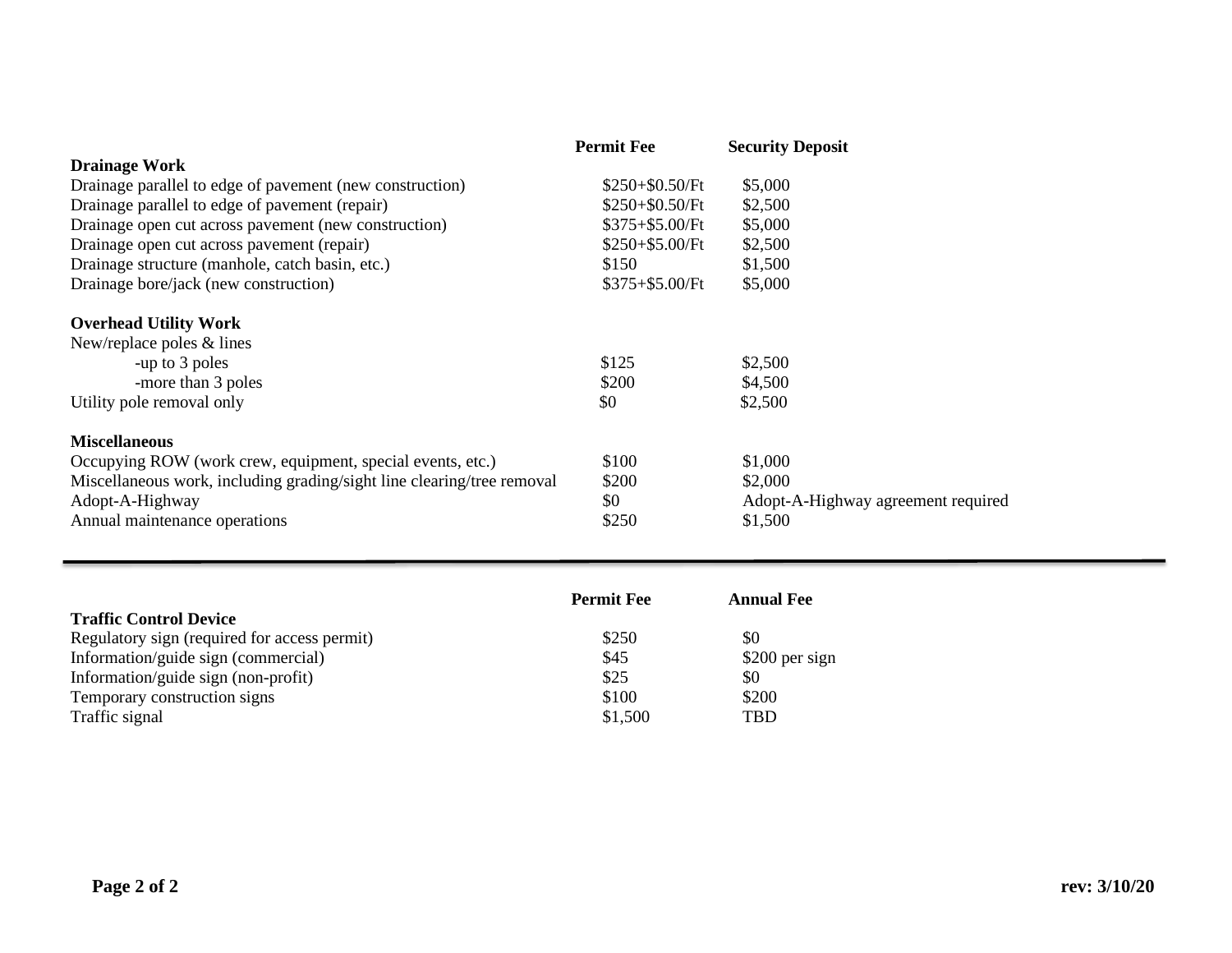| | Permit Fee | Security Deposit |
|---|---|---|
| **Drainage Work** | | |
| Drainage parallel to edge of pavement (new construction) | $250+$0.50/Ft | $5,000 |
| Drainage parallel to edge of pavement (repair) | $250+$0.50/Ft | $2,500 |
| Drainage open cut across pavement (new construction) | $375+$5.00/Ft | $5,000 |
| Drainage open cut across pavement (repair) | $250+$5.00/Ft | $2,500 |
| Drainage structure (manhole, catch basin, etc.) | $150 | $1,500 |
| Drainage bore/jack (new construction) | $375+$5.00/Ft | $5,000 |
| **Overhead Utility Work** | | |
| New/replace poles & lines | | |
| -up to 3 poles | $125 | $2,500 |
| -more than 3 poles | $200 | $4,500 |
| Utility pole removal only | $0 | $2,500 |
| **Miscellaneous** | | |
| Occupying ROW (work crew, equipment, special events, etc.) | $100 | $1,000 |
| Miscellaneous work, including grading/sight line clearing/tree removal | $200 | $2,000 |
| Adopt-A-Highway | $0 | Adopt-A-Highway agreement required |
| Annual maintenance operations | $250 | $1,500 |

---

| | Permit Fee | Annual Fee |
|---|---|---|
| **Traffic Control Device** | | |
| Regulatory sign (required for access permit) | $250 | $0 |
| Information/guide sign (commercial) | $45 | $200 per sign |
| Information/guide sign (non-profit) | $25 | $0 |
| Temporary construction signs | $100 | $200 |
| Traffic signal | $1,500 | TBD |

rev: 3/10/20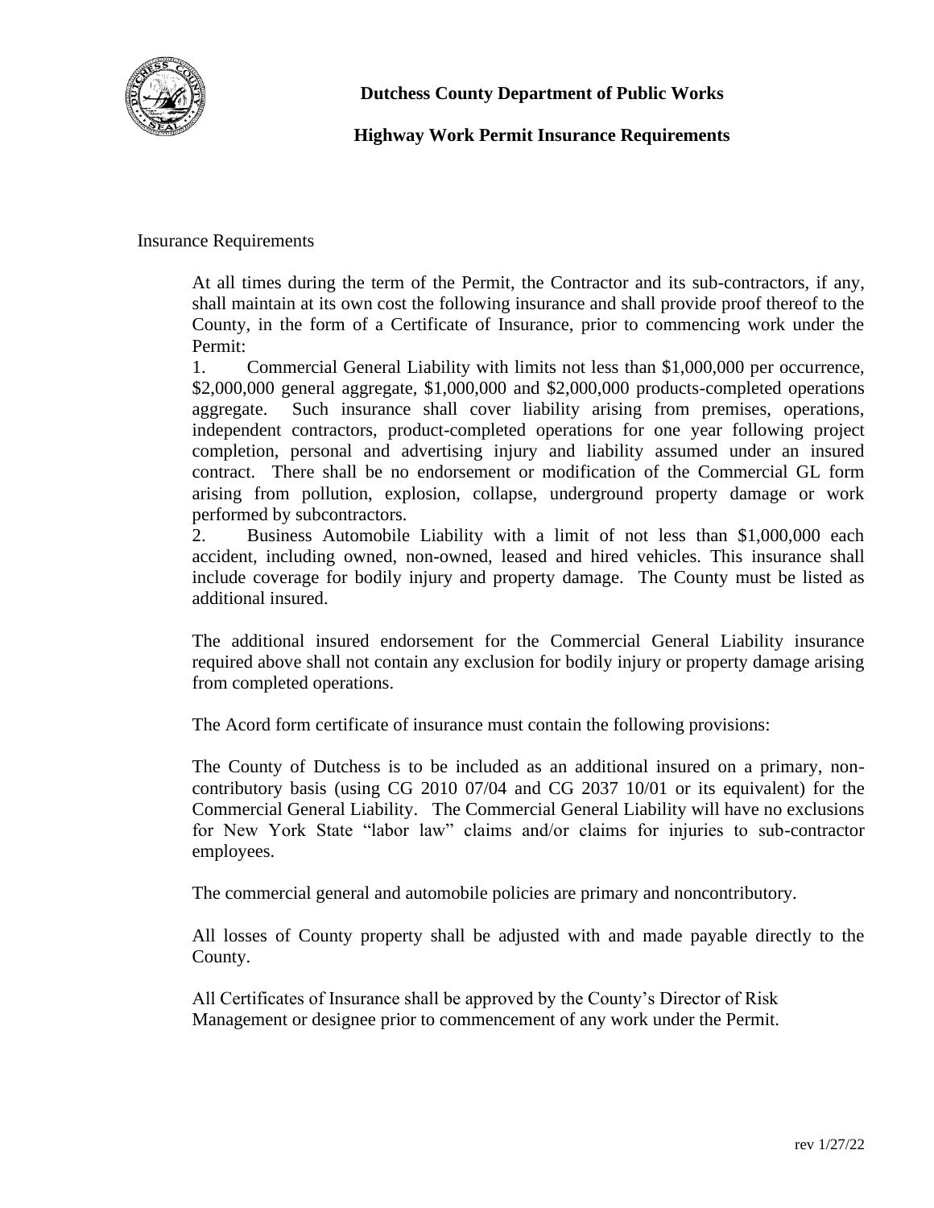**Dutchess County Department of Public Works**

**Highway Work Permit Insurance Requirements**

Insurance Requirements

At all times during the term of the Permit, the Contractor and its sub-contractors, if any, shall maintain at its own cost the following insurance and shall provide proof thereof to the County, in the form of a Certificate of Insurance, prior to commencing work under the Permit:

1. Commercial General Liability with limits not less than $1,000,000 per occurrence, $2,000,000 general aggregate, $1,000,000 and $2,000,000 products-completed operations aggregate. Such insurance shall cover liability arising from premises, operations, independent contractors, product-completed operations for one year following project completion, personal and advertising injury and liability assumed under an insured contract. There shall be no endorsement or modification of the Commercial GL form arising from pollution, explosion, collapse, underground property damage or work performed by subcontractors.
2. Business Automobile Liability with a limit of not less than $1,000,000 each accident, including owned, non-owned, leased and hired vehicles. This insurance shall include coverage for bodily injury and property damage. The County must be listed as additional insured.

The additional insured endorsement for the Commercial General Liability insurance required above shall not contain any exclusion for bodily injury or property damage arising from completed operations.

The Acord form certificate of insurance must contain the following provisions:

The County of Dutchess is to be included as an additional insured on a primary, non-contributory basis (using CG 2010 07/04 and CG 2037 10/01 or its equivalent) for the Commercial General Liability. The Commercial General Liability will have no exclusions for New York State "labor law" claims and/or claims for injuries to sub-contractor employees.

The commercial general and automobile policies are primary and noncontributory.

All losses of County property shall be adjusted with and made payable directly to the County.

All Certificates of Insurance shall be approved by the County's Director of Risk Management or designee prior to commencement of any work under the Permit.

rev 1/27/22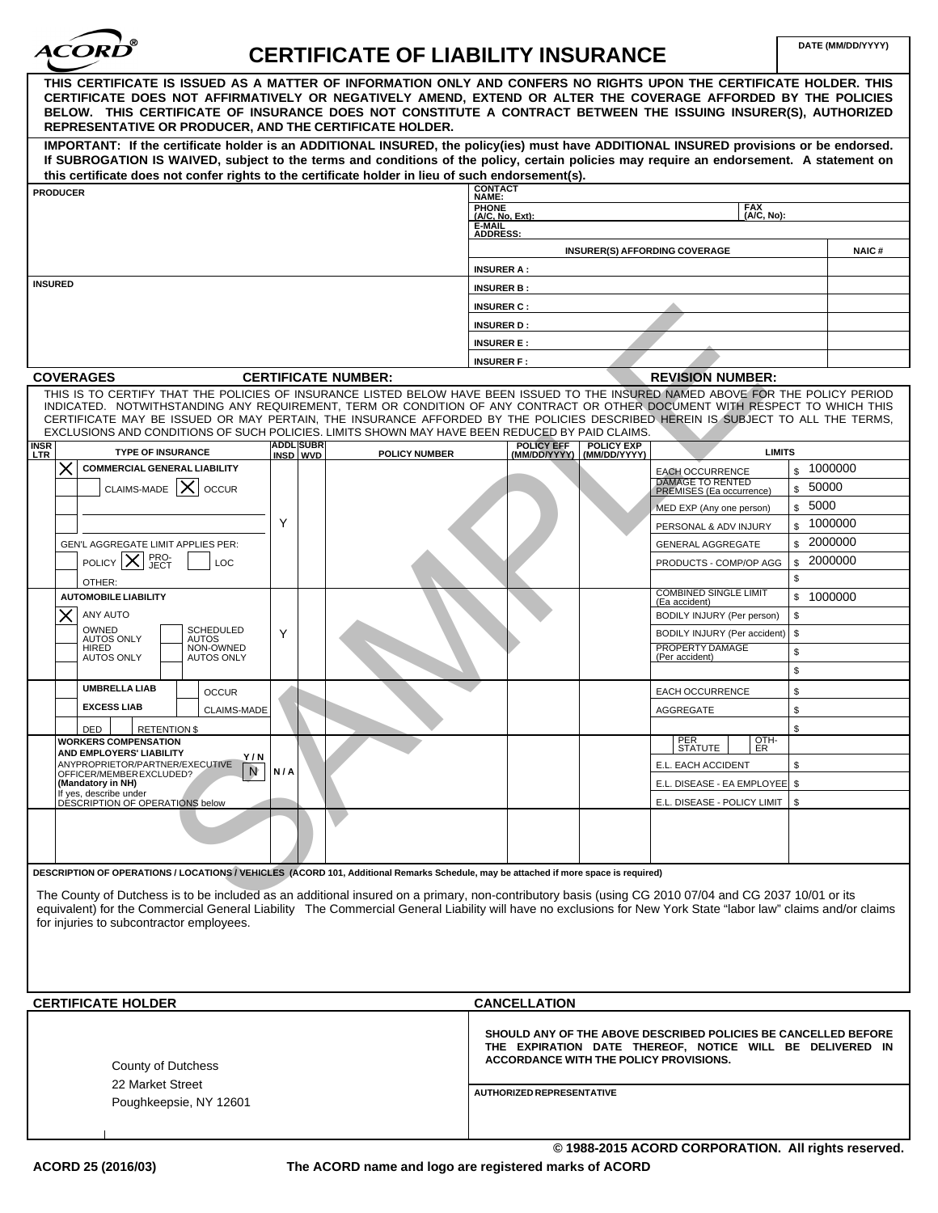# CERTIFICATE OF LIABILITY INSURANCE

ACORD®

**DATE (MM/DD/YYYY)**

**THIS CERTIFICATE IS ISSUED AS A MATTER OF INFORMATION ONLY AND CONFERS NO RIGHTS UPON THE CERTIFICATE HOLDER. THIS CERTIFICATE DOES NOT AFFIRMATIVELY OR NEGATIVELY AMEND, EXTEND OR ALTER THE COVERAGE AFFORDED BY THE POLICIES BELOW. THIS CERTIFICATE OF INSURANCE DOES NOT CONSTITUTE A CONTRACT BETWEEN THE ISSUING INSURER(S), AUTHORIZED REPRESENTATIVE OR PRODUCER, AND THE CERTIFICATE HOLDER.**

**IMPORTANT: If the certificate holder is an ADDITIONAL INSURED, the policy(ies) must have ADDITIONAL INSURED provisions or be endorsed. If SUBROGATION IS WAIVED, subject to the terms and conditions of the policy, certain policies may require an endorsement. A statement on this certificate does not confer rights to the certificate holder in lieu of such endorsement(s).**

| PRODUCER | CONTACT NAME: | | |
|---|---|---|---|
| | PHONE (A/C, No, Ext): | FAX (A/C, No): | |
| | E-MAIL ADDRESS: | | |
| | INSURER(S) AFFORDING COVERAGE | | NAIC # |
| | INSURER A : | | |
| INSURED | INSURER B : | | |
| | INSURER C : | | |
| | INSURER D : | | |
| | INSURER E : | | |
| | INSURER F : | | |

**COVERAGES** — **CERTIFICATE NUMBER:** — **REVISION NUMBER:**

THIS IS TO CERTIFY THAT THE POLICIES OF INSURANCE LISTED BELOW HAVE BEEN ISSUED TO THE INSURED NAMED ABOVE FOR THE POLICY PERIOD INDICATED. NOTWITHSTANDING ANY REQUIREMENT, TERM OR CONDITION OF ANY CONTRACT OR OTHER DOCUMENT WITH RESPECT TO WHICH THIS CERTIFICATE MAY BE ISSUED OR MAY PERTAIN, THE INSURANCE AFFORDED BY THE POLICIES DESCRIBED HEREIN IS SUBJECT TO ALL THE TERMS, EXCLUSIONS AND CONDITIONS OF SUCH POLICIES. LIMITS SHOWN MAY HAVE BEEN REDUCED BY PAID CLAIMS.

| INSR LTR | TYPE OF INSURANCE | ADDL INSD | SUBR WVD | POLICY NUMBER | POLICY EFF (MM/DD/YYYY) | POLICY EXP (MM/DD/YYYY) | LIMITS | |
|---|---|---|---|---|---|---|---|---|
| | [X] COMMERCIAL GENERAL LIABILITY | | | | | | EACH OCCURRENCE | $ 1000000 |
| | [ ] CLAIMS-MADE [X] OCCUR | | | | | | DAMAGE TO RENTED PREMISES (Ea occurrence) | $ 50000 |
| | | | | | | | MED EXP (Any one person) | $ 5000 |
| | | Y | | | | | PERSONAL & ADV INJURY | $ 1000000 |
| | GEN'L AGGREGATE LIMIT APPLIES PER: | | | | | | GENERAL AGGREGATE | $ 2000000 |
| | [ ] POLICY [X] PRO-JECT [ ] LOC | | | | | | PRODUCTS - COMP/OP AGG | $ 2000000 |
| | OTHER: | | | | | | | $ |
| | AUTOMOBILE LIABILITY | | | | | | COMBINED SINGLE LIMIT (Ea accident) | $ 1000000 |
| | [X] ANY AUTO | | | | | | BODILY INJURY (Per person) | $ |
| | [ ] OWNED AUTOS ONLY [ ] SCHEDULED AUTOS | Y | | | | | BODILY INJURY (Per accident) | $ |
| | [ ] HIRED AUTOS ONLY [ ] NON-OWNED AUTOS ONLY | | | | | | PROPERTY DAMAGE (Per accident) | $ |
| | | | | | | | | $ |
| | [ ] UMBRELLA LIAB [ ] OCCUR | | | | | | EACH OCCURRENCE | $ |
| | [ ] EXCESS LIAB [ ] CLAIMS-MADE | | | | | | AGGREGATE | $ |
| | DED RETENTION $ | | | | | | | $ |
| | WORKERS COMPENSATION AND EMPLOYERS' LIABILITY Y/N | | | | | | [ ] PER STATUTE [ ] OTH-ER | |
| | ANYPROPRIETOR/PARTNER/EXECUTIVE OFFICER/MEMBER EXCLUDED? [N] (Mandatory in NH) | N / A | | | | | E.L. EACH ACCIDENT | $ |
| | If yes, describe under DESCRIPTION OF OPERATIONS below | | | | | | E.L. DISEASE - EA EMPLOYEE | $ |
| | | | | | | | E.L. DISEASE - POLICY LIMIT | $ |
| | | | | | | | | |

**DESCRIPTION OF OPERATIONS / LOCATIONS / VEHICLES (ACORD 101, Additional Remarks Schedule, may be attached if more space is required)**

The County of Dutchess is to be included as an additional insured on a primary, non-contributory basis (using CG 2010 07/04 and CG 2037 10/01 or its equivalent) for the Commercial General Liability The Commercial General Liability will have no exclusions for New York State "labor law" claims and/or claims for injuries to subcontractor employees.

| CERTIFICATE HOLDER | CANCELLATION |
|---|---|
| County of Dutchess<br>22 Market Street<br>Poughkeepsie, NY 12601 | **SHOULD ANY OF THE ABOVE DESCRIBED POLICIES BE CANCELLED BEFORE THE EXPIRATION DATE THEREOF, NOTICE WILL BE DELIVERED IN ACCORDANCE WITH THE POLICY PROVISIONS.** |
| | AUTHORIZED REPRESENTATIVE |

SAMPLE

© 1988-2015 ACORD CORPORATION. All rights reserved.

ACORD 25 (2016/03) — The ACORD name and logo are registered marks of ACORD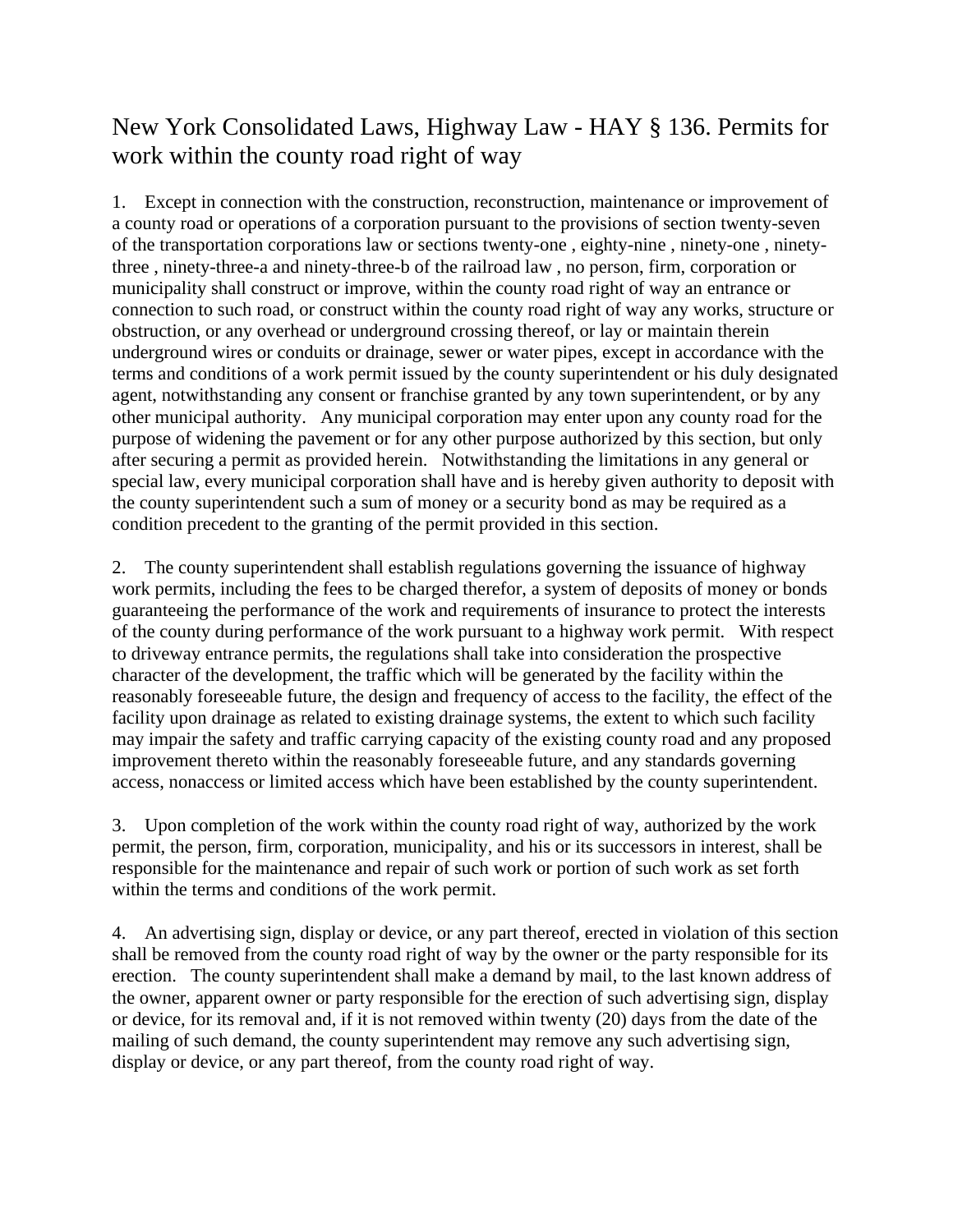# New York Consolidated Laws, Highway Law - HAY § 136. Permits for work within the county road right of way

1. Except in connection with the construction, reconstruction, maintenance or improvement of a county road or operations of a corporation pursuant to the provisions of section twenty-seven of the transportation corporations law or sections twenty-one , eighty-nine , ninety-one , ninety-three , ninety-three-a and ninety-three-b of the railroad law , no person, firm, corporation or municipality shall construct or improve, within the county road right of way an entrance or connection to such road, or construct within the county road right of way any works, structure or obstruction, or any overhead or underground crossing thereof, or lay or maintain therein underground wires or conduits or drainage, sewer or water pipes, except in accordance with the terms and conditions of a work permit issued by the county superintendent or his duly designated agent, notwithstanding any consent or franchise granted by any town superintendent, or by any other municipal authority. Any municipal corporation may enter upon any county road for the purpose of widening the pavement or for any other purpose authorized by this section, but only after securing a permit as provided herein. Notwithstanding the limitations in any general or special law, every municipal corporation shall have and is hereby given authority to deposit with the county superintendent such a sum of money or a security bond as may be required as a condition precedent to the granting of the permit provided in this section.

2. The county superintendent shall establish regulations governing the issuance of highway work permits, including the fees to be charged therefor, a system of deposits of money or bonds guaranteeing the performance of the work and requirements of insurance to protect the interests of the county during performance of the work pursuant to a highway work permit. With respect to driveway entrance permits, the regulations shall take into consideration the prospective character of the development, the traffic which will be generated by the facility within the reasonably foreseeable future, the design and frequency of access to the facility, the effect of the facility upon drainage as related to existing drainage systems, the extent to which such facility may impair the safety and traffic carrying capacity of the existing county road and any proposed improvement thereto within the reasonably foreseeable future, and any standards governing access, nonaccess or limited access which have been established by the county superintendent.

3. Upon completion of the work within the county road right of way, authorized by the work permit, the person, firm, corporation, municipality, and his or its successors in interest, shall be responsible for the maintenance and repair of such work or portion of such work as set forth within the terms and conditions of the work permit.

4. An advertising sign, display or device, or any part thereof, erected in violation of this section shall be removed from the county road right of way by the owner or the party responsible for its erection. The county superintendent shall make a demand by mail, to the last known address of the owner, apparent owner or party responsible for the erection of such advertising sign, display or device, for its removal and, if it is not removed within twenty (20) days from the date of the mailing of such demand, the county superintendent may remove any such advertising sign, display or device, or any part thereof, from the county road right of way.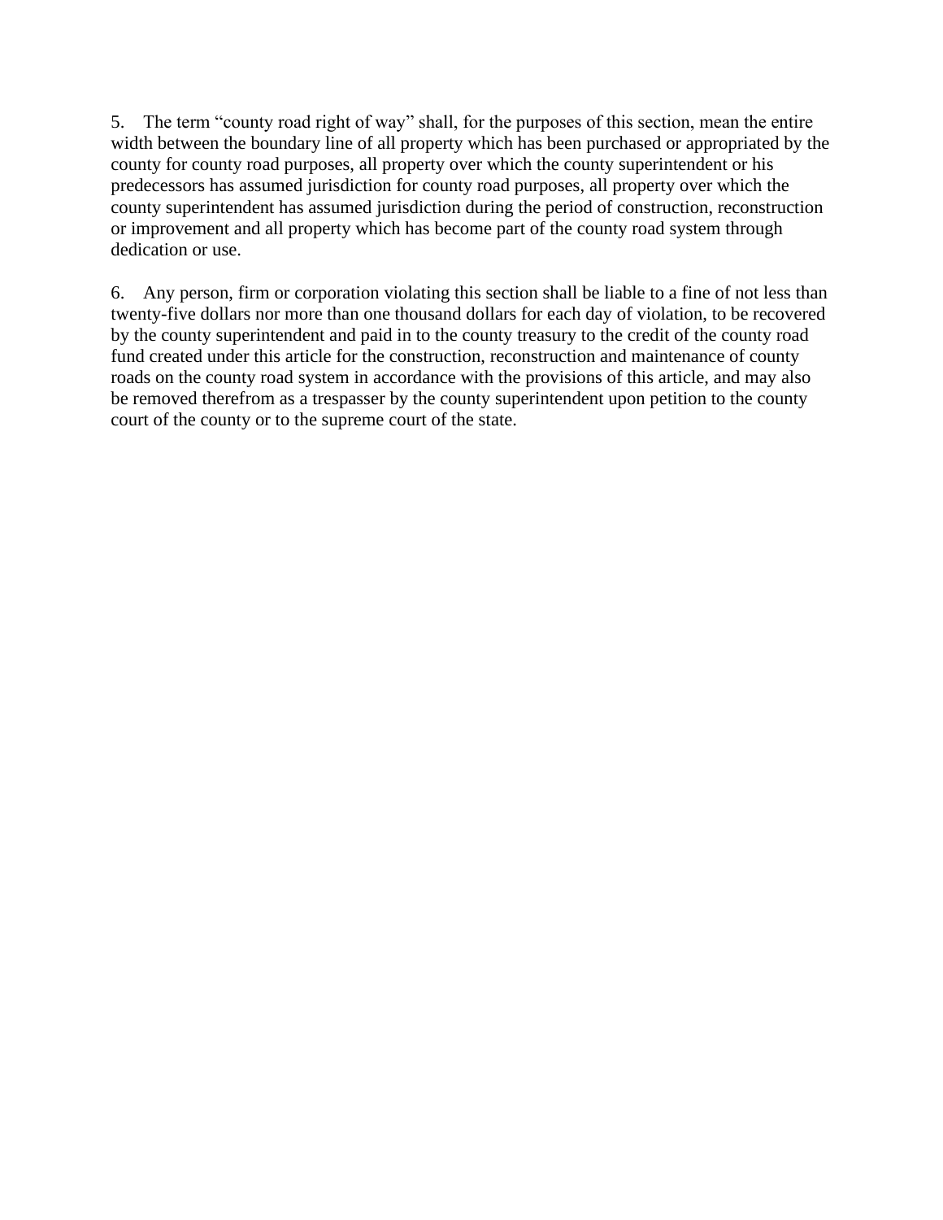5. The term “county road right of way” shall, for the purposes of this section, mean the entire width between the boundary line of all property which has been purchased or appropriated by the county for county road purposes, all property over which the county superintendent or his predecessors has assumed jurisdiction for county road purposes, all property over which the county superintendent has assumed jurisdiction during the period of construction, reconstruction or improvement and all property which has become part of the county road system through dedication or use.

6. Any person, firm or corporation violating this section shall be liable to a fine of not less than twenty-five dollars nor more than one thousand dollars for each day of violation, to be recovered by the county superintendent and paid in to the county treasury to the credit of the county road fund created under this article for the construction, reconstruction and maintenance of county roads on the county road system in accordance with the provisions of this article, and may also be removed therefrom as a trespasser by the county superintendent upon petition to the county court of the county or to the supreme court of the state.